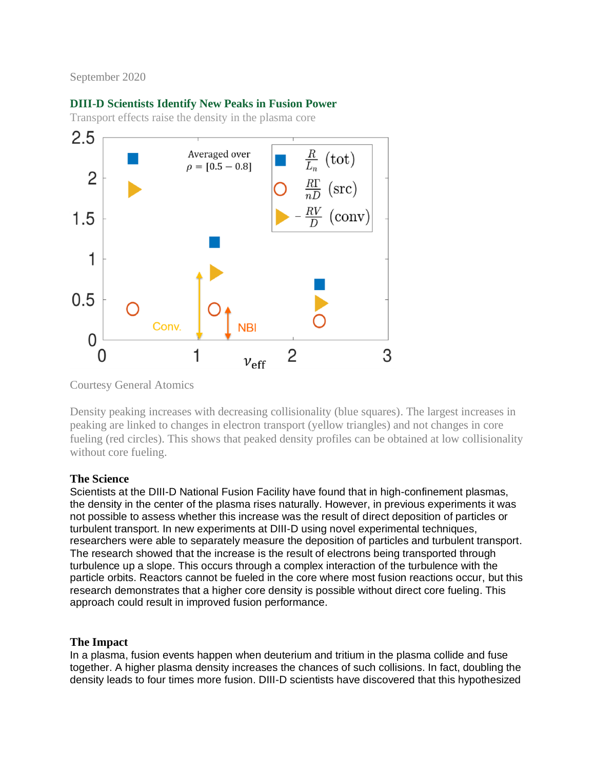September 2020

## DIII-D Scientists Identify New Peaks in Fusion Power

Transport effects raise the density in the plasma core

Courtesy General Atomics

Density peaking increases with decreasing collisionality (blue squares). The largest increases in peaking are linked to changes in electron transport (yellow triangles) and not changes in core fueling (red circles). This shows that peaked density profiles can be obtained at low collisionality without core fueling.

**The Science**

Scientists at the DIII-D National Fusion Facility have found that in high-confinement plasmas, the density in the center of the plasma rises naturally. However, in previous experiments it was not possible to assess whether this increase was the result of direct deposition of particles or turbulent transport. In new experiments at DIII-D using novel experimental techniques, researchers were able to separately measure the deposition of particles and turbulent transport. The research showed that the increase is the result of electrons being transported through turbulence up a slope. This occurs through a complex interaction of the turbulence with the particle orbits. Reactors cannot be fueled in the core where most fusion reactions occur, but this research demonstrates that a higher core density is possible without direct core fueling. This approach could result in improved fusion performance.

**The Impact**

In a plasma, fusion events happen when deuterium and tritium in the plasma collide and fuse together. A higher plasma density increases the chances of such collisions. In fact, doubling the density leads to four times more fusion. DIII-D scientists have discovered that this hypothesized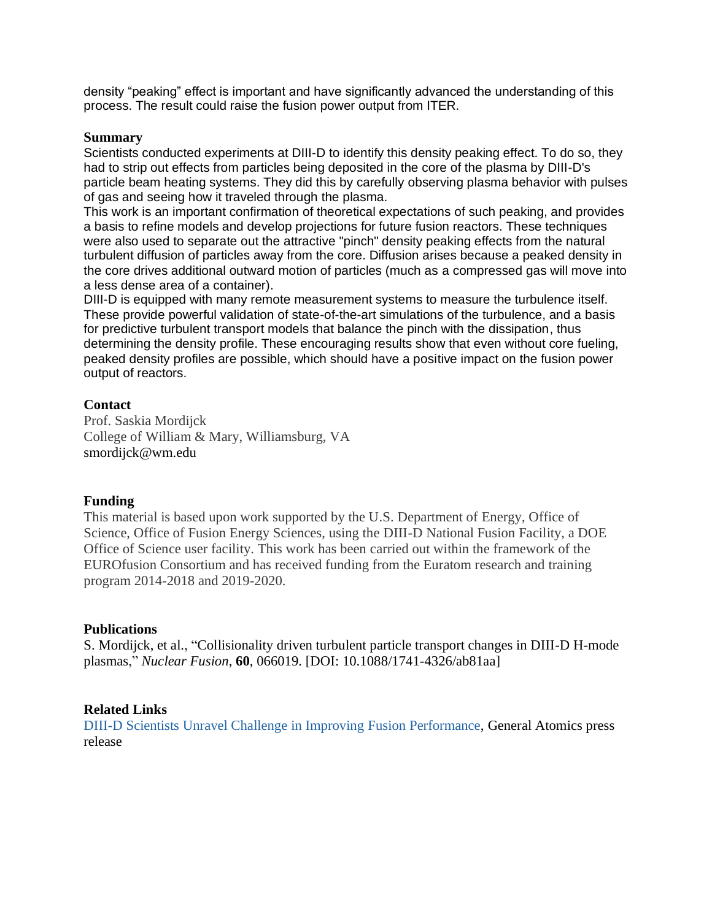density “peaking” effect is important and have significantly advanced the understanding of this process. The result could raise the fusion power output from ITER.

### Summary

Scientists conducted experiments at DIII-D to identify this density peaking effect. To do so, they had to strip out effects from particles being deposited in the core of the plasma by DIII-D's particle beam heating systems. They did this by carefully observing plasma behavior with pulses of gas and seeing how it traveled through the plasma.

This work is an important confirmation of theoretical expectations of such peaking, and provides a basis to refine models and develop projections for future fusion reactors. These techniques were also used to separate out the attractive "pinch" density peaking effects from the natural turbulent diffusion of particles away from the core. Diffusion arises because a peaked density in the core drives additional outward motion of particles (much as a compressed gas will move into a less dense area of a container).

DIII-D is equipped with many remote measurement systems to measure the turbulence itself. These provide powerful validation of state-of-the-art simulations of the turbulence, and a basis for predictive turbulent transport models that balance the pinch with the dissipation, thus determining the density profile. These encouraging results show that even without core fueling, peaked density profiles are possible, which should have a positive impact on the fusion power output of reactors.

### Contact

Prof. Saskia Mordijck
College of William & Mary, Williamsburg, VA
smordijck@wm.edu

### Funding

This material is based upon work supported by the U.S. Department of Energy, Office of Science, Office of Fusion Energy Sciences, using the DIII-D National Fusion Facility, a DOE Office of Science user facility. This work has been carried out within the framework of the EUROfusion Consortium and has received funding from the Euratom research and training program 2014-2018 and 2019-2020.

### Publications

S. Mordijck, et al., “Collisionality driven turbulent particle transport changes in DIII-D H-mode plasmas,” *Nuclear Fusion*, **60**, 066019. [DOI: 10.1088/1741-4326/ab81aa]

### Related Links

DIII-D Scientists Unravel Challenge in Improving Fusion Performance, General Atomics press release